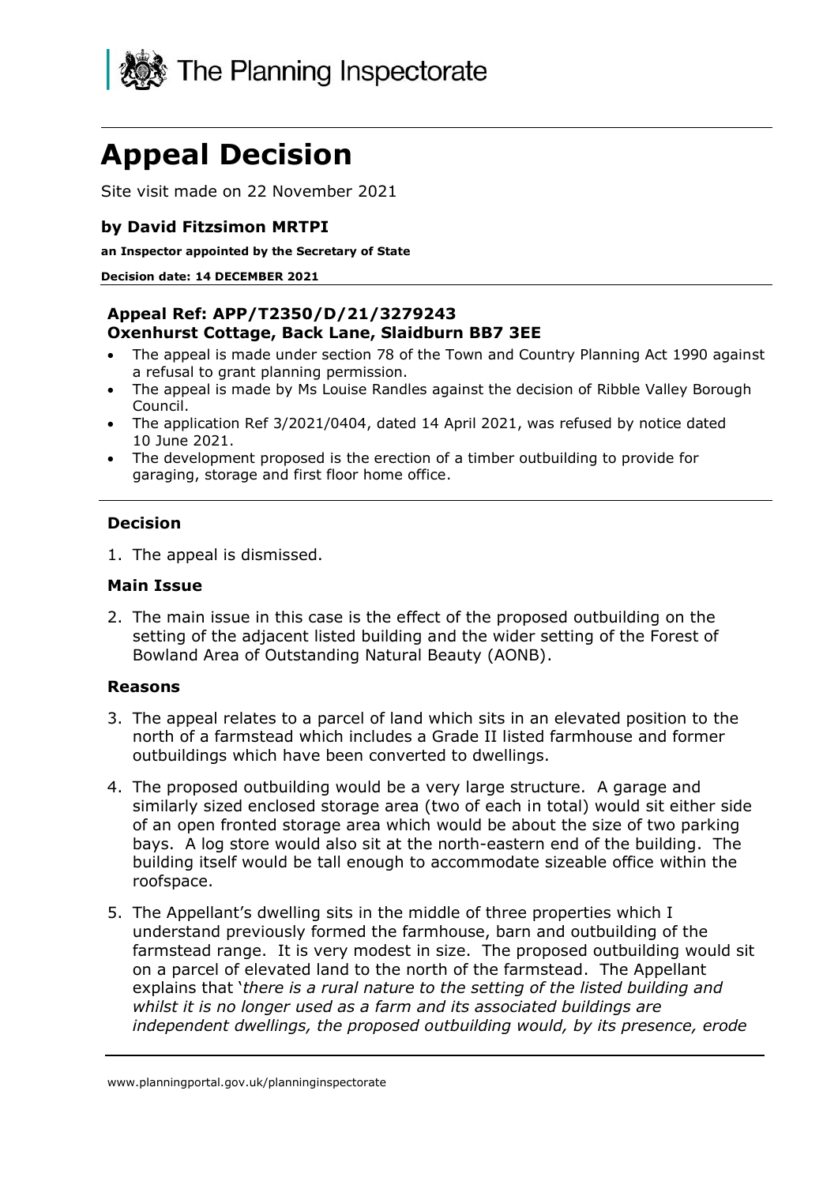The Planning Inspectorate

# Appeal Decision

Site visit made on 22 November 2021

**by David Fitzsimon MRTPI**

**an Inspector appointed by the Secretary of State**

**Decision date: 14 DECEMBER 2021**

**Appeal Ref: APP/T2350/D/21/3279243**
**Oxenhurst Cottage, Back Lane, Slaidburn BB7 3EE**

- The appeal is made under section 78 of the Town and Country Planning Act 1990 against a refusal to grant planning permission.
- The appeal is made by Ms Louise Randles against the decision of Ribble Valley Borough Council.
- The application Ref 3/2021/0404, dated 14 April 2021, was refused by notice dated 10 June 2021.
- The development proposed is the erection of a timber outbuilding to provide for garaging, storage and first floor home office.

## Decision

1. The appeal is dismissed.

## Main Issue

2. The main issue in this case is the effect of the proposed outbuilding on the setting of the adjacent listed building and the wider setting of the Forest of Bowland Area of Outstanding Natural Beauty (AONB).

## Reasons

3. The appeal relates to a parcel of land which sits in an elevated position to the north of a farmstead which includes a Grade II listed farmhouse and former outbuildings which have been converted to dwellings.

4. The proposed outbuilding would be a very large structure. A garage and similarly sized enclosed storage area (two of each in total) would sit either side of an open fronted storage area which would be about the size of two parking bays. A log store would also sit at the north-eastern end of the building. The building itself would be tall enough to accommodate sizeable office within the roofspace.

5. The Appellant's dwelling sits in the middle of three properties which I understand previously formed the farmhouse, barn and outbuilding of the farmstead range. It is very modest in size. The proposed outbuilding would sit on a parcel of elevated land to the north of the farmstead. The Appellant explains that '*there is a rural nature to the setting of the listed building and whilst it is no longer used as a farm and its associated buildings are independent dwellings, the proposed outbuilding would, by its presence, erode*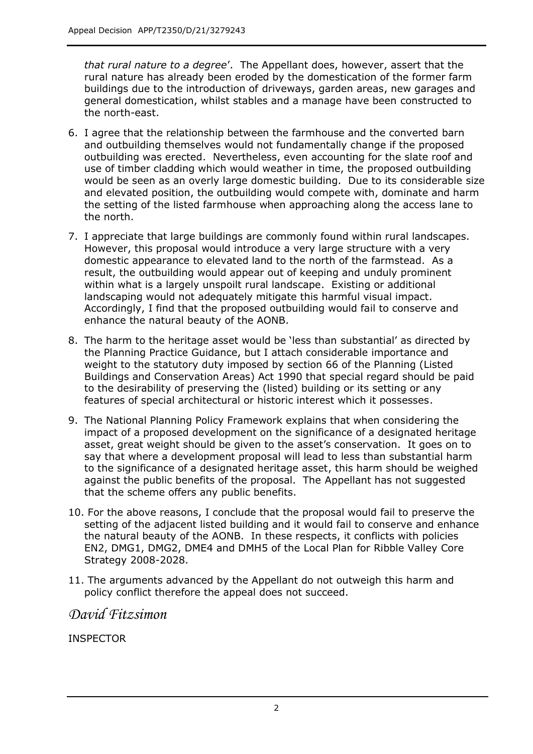*that rural nature to a degree*'. The Appellant does, however, assert that the rural nature has already been eroded by the domestication of the former farm buildings due to the introduction of driveways, garden areas, new garages and general domestication, whilst stables and a manage have been constructed to the north-east.

6. I agree that the relationship between the farmhouse and the converted barn and outbuilding themselves would not fundamentally change if the proposed outbuilding was erected. Nevertheless, even accounting for the slate roof and use of timber cladding which would weather in time, the proposed outbuilding would be seen as an overly large domestic building. Due to its considerable size and elevated position, the outbuilding would compete with, dominate and harm the setting of the listed farmhouse when approaching along the access lane to the north.

7. I appreciate that large buildings are commonly found within rural landscapes. However, this proposal would introduce a very large structure with a very domestic appearance to elevated land to the north of the farmstead. As a result, the outbuilding would appear out of keeping and unduly prominent within what is a largely unspoilt rural landscape. Existing or additional landscaping would not adequately mitigate this harmful visual impact. Accordingly, I find that the proposed outbuilding would fail to conserve and enhance the natural beauty of the AONB.

8. The harm to the heritage asset would be 'less than substantial' as directed by the Planning Practice Guidance, but I attach considerable importance and weight to the statutory duty imposed by section 66 of the Planning (Listed Buildings and Conservation Areas) Act 1990 that special regard should be paid to the desirability of preserving the (listed) building or its setting or any features of special architectural or historic interest which it possesses.

9. The National Planning Policy Framework explains that when considering the impact of a proposed development on the significance of a designated heritage asset, great weight should be given to the asset's conservation. It goes on to say that where a development proposal will lead to less than substantial harm to the significance of a designated heritage asset, this harm should be weighed against the public benefits of the proposal. The Appellant has not suggested that the scheme offers any public benefits.

10. For the above reasons, I conclude that the proposal would fail to preserve the setting of the adjacent listed building and it would fail to conserve and enhance the natural beauty of the AONB. In these respects, it conflicts with policies EN2, DMG1, DMG2, DME4 and DMH5 of the Local Plan for Ribble Valley Core Strategy 2008-2028.

11. The arguments advanced by the Appellant do not outweigh this harm and policy conflict therefore the appeal does not succeed.

*David Fitzsimon*

INSPECTOR